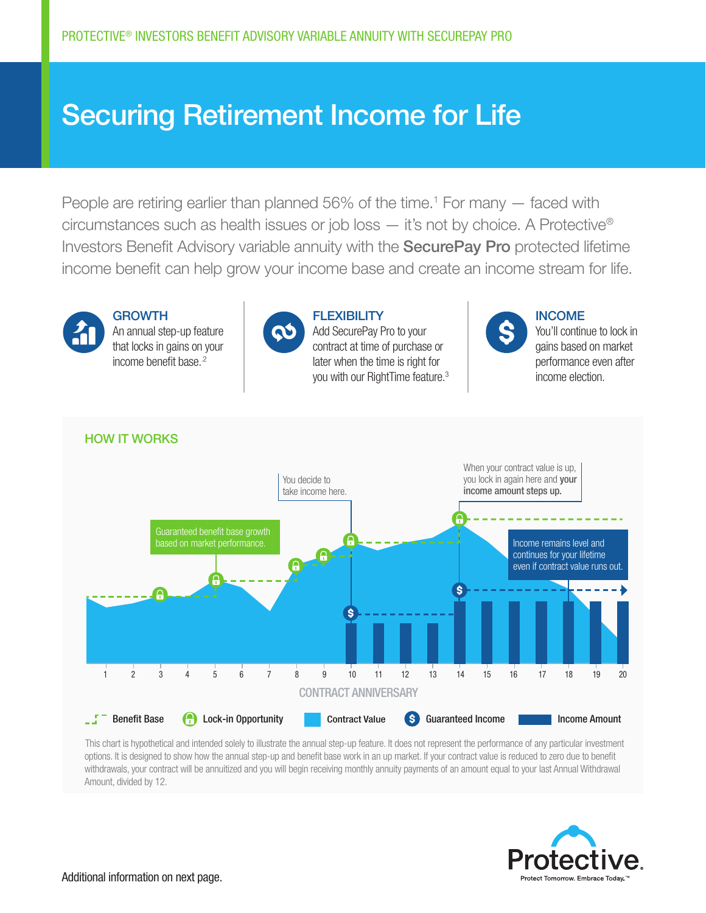PROTECTIVE® INVESTORS BENEFIT ADVISORY VARIABLE ANNUITY WITH SECUREPAY PRO

# Securing Retirement Income for Life

People are retiring earlier than planned 56% of the time.[1] For many — faced with circumstances such as health issues or job loss — it's not by choice. A Protective® Investors Benefit Advisory variable annuity with the **SecurePay Pro** protected lifetime income benefit can help grow your income base and create an income stream for life.

### GROWTH

An annual step-up feature that locks in gains on your income benefit base.[2]

### FLEXIBILITY

Add SecurePay Pro to your contract at time of purchase or later when the time is right for you with our RightTime feature.[3]

### INCOME

You'll continue to lock in gains based on market performance even after income election.

## HOW IT WORKS

Guaranteed benefit base growth based on market performance.

You decide to take income here.

When your contract value is up, you lock in again here and **your income amount steps up.**

Income remains level and continues for your lifetime even if contract value runs out.

CONTRACT ANNIVERSARY: 1 2 3 4 5 6 7 8 9 10 11 12 13 14 15 16 17 18 19 20

Benefit Base | Lock-in Opportunity | Contract Value | Guaranteed Income | Income Amount

This chart is hypothetical and intended solely to illustrate the annual step-up feature. It does not represent the performance of any particular investment options. It is designed to show how the annual step-up and benefit base work in an up market. If your contract value is reduced to zero due to benefit withdrawals, your contract will be annuitized and you will begin receiving monthly annuity payments of an amount equal to your last Annual Withdrawal Amount, divided by 12.

Protective. Protect Tomorrow. Embrace Today.™

Additional information on next page.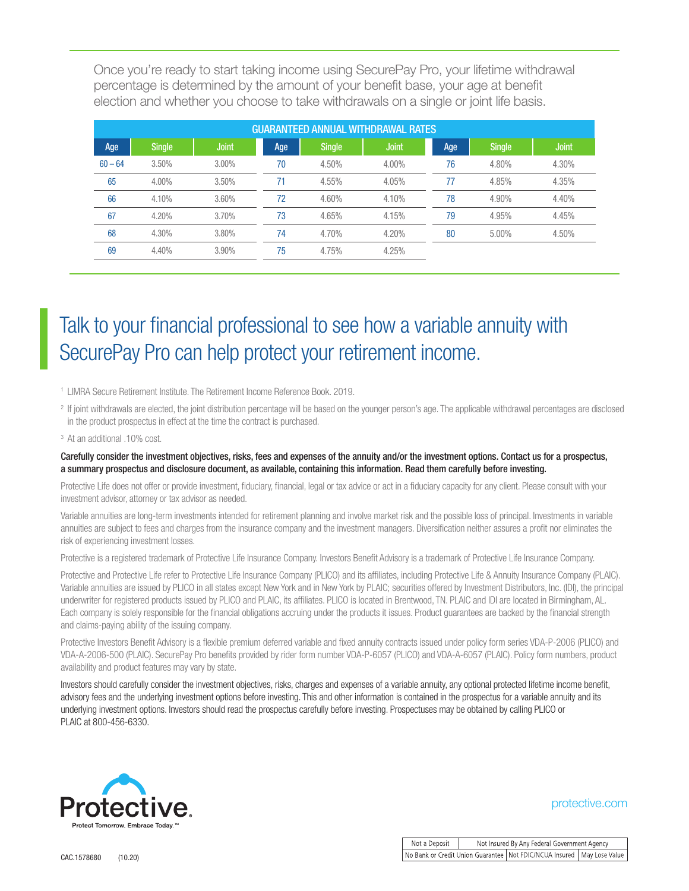Once you're ready to start taking income using SecurePay Pro, your lifetime withdrawal percentage is determined by the amount of your benefit base, your age at benefit election and whether you choose to take withdrawals on a single or joint life basis.

**GUARANTEED ANNUAL WITHDRAWAL RATES**

| Age | Single | Joint | Age | Single | Joint | Age | Single | Joint |
|---|---|---|---|---|---|---|---|---|
| 60 – 64 | 3.50% | 3.00% | 70 | 4.50% | 4.00% | 76 | 4.80% | 4.30% |
| 65 | 4.00% | 3.50% | 71 | 4.55% | 4.05% | 77 | 4.85% | 4.35% |
| 66 | 4.10% | 3.60% | 72 | 4.60% | 4.10% | 78 | 4.90% | 4.40% |
| 67 | 4.20% | 3.70% | 73 | 4.65% | 4.15% | 79 | 4.95% | 4.45% |
| 68 | 4.30% | 3.80% | 74 | 4.70% | 4.20% | 80 | 5.00% | 4.50% |
| 69 | 4.40% | 3.90% | 75 | 4.75% | 4.25% | | | |

# Talk to your financial professional to see how a variable annuity with SecurePay Pro can help protect your retirement income.

[1] LIMRA Secure Retirement Institute. The Retirement Income Reference Book. 2019.

[2] If joint withdrawals are elected, the joint distribution percentage will be based on the younger person's age. The applicable withdrawal percentages are disclosed in the product prospectus in effect at the time the contract is purchased.

[3] At an additional .10% cost.

**Carefully consider the investment objectives, risks, fees and expenses of the annuity and/or the investment options. Contact us for a prospectus, a summary prospectus and disclosure document, as available, containing this information. Read them carefully before investing.**

Protective Life does not offer or provide investment, fiduciary, financial, legal or tax advice or act in a fiduciary capacity for any client. Please consult with your investment advisor, attorney or tax advisor as needed.

Variable annuities are long-term investments intended for retirement planning and involve market risk and the possible loss of principal. Investments in variable annuities are subject to fees and charges from the insurance company and the investment managers. Diversification neither assures a profit nor eliminates the risk of experiencing investment losses.

Protective is a registered trademark of Protective Life Insurance Company. Investors Benefit Advisory is a trademark of Protective Life Insurance Company.

Protective and Protective Life refer to Protective Life Insurance Company (PLICO) and its affiliates, including Protective Life & Annuity Insurance Company (PLAIC). Variable annuities are issued by PLICO in all states except New York and in New York by PLAIC; securities offered by Investment Distributors, Inc. (IDI), the principal underwriter for registered products issued by PLICO and PLAIC, its affiliates. PLICO is located in Brentwood, TN. PLAIC and IDI are located in Birmingham, AL. Each company is solely responsible for the financial obligations accruing under the products it issues. Product guarantees are backed by the financial strength and claims-paying ability of the issuing company.

Protective Investors Benefit Advisory is a flexible premium deferred variable and fixed annuity contracts issued under policy form series VDA-P-2006 (PLICO) and VDA-A-2006-500 (PLAIC). SecurePay Pro benefits provided by rider form number VDA-P-6057 (PLICO) and VDA-A-6057 (PLAIC). Policy form numbers, product availability and product features may vary by state.

Investors should carefully consider the investment objectives, risks, charges and expenses of a variable annuity, any optional protected lifetime income benefit, advisory fees and the underlying investment options before investing. This and other information is contained in the prospectus for a variable annuity and its underlying investment options. Investors should read the prospectus carefully before investing. Prospectuses may be obtained by calling PLICO or PLAIC at 800-456-6330.

Protective. Protect Tomorrow. Embrace Today.™

protective.com

| Not a Deposit | Not Insured By Any Federal Government Agency | |
|---|---|---|
| No Bank or Credit Union Guarantee | Not FDIC/NCUA Insured | May Lose Value |

CAC.1578680 (10.20)